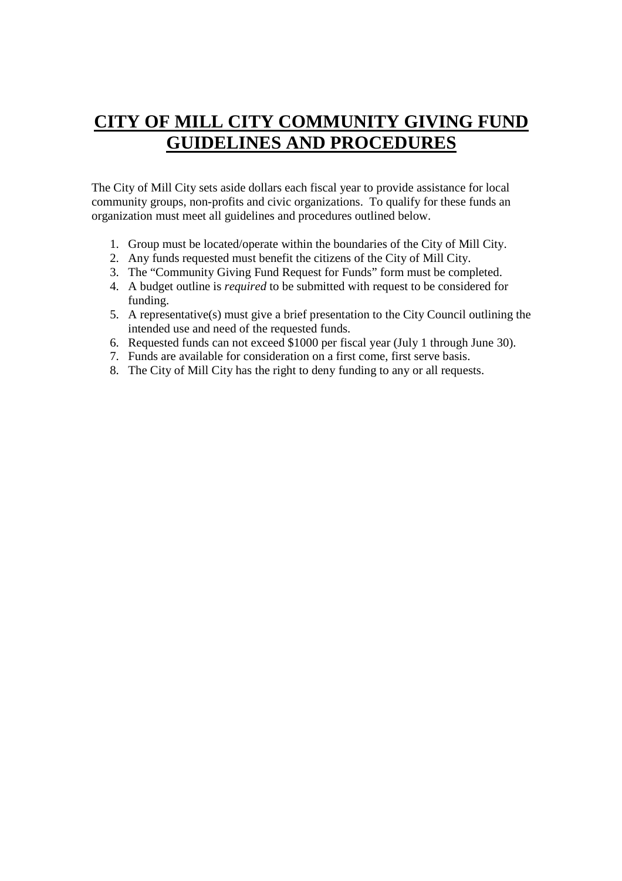# **CITY OF MILL CITY COMMUNITY GIVING FUND GUIDELINES AND PROCEDURES**

The City of Mill City sets aside dollars each fiscal year to provide assistance for local community groups, non-profits and civic organizations. To qualify for these funds an organization must meet all guidelines and procedures outlined below.

1. Group must be located/operate within the boundaries of the City of Mill City.
2. Any funds requested must benefit the citizens of the City of Mill City.
3. The "Community Giving Fund Request for Funds" form must be completed.
4. A budget outline is *required* to be submitted with request to be considered for funding.
5. A representative(s) must give a brief presentation to the City Council outlining the intended use and need of the requested funds.
6. Requested funds can not exceed $1000 per fiscal year (July 1 through June 30).
7. Funds are available for consideration on a first come, first serve basis.
8. The City of Mill City has the right to deny funding to any or all requests.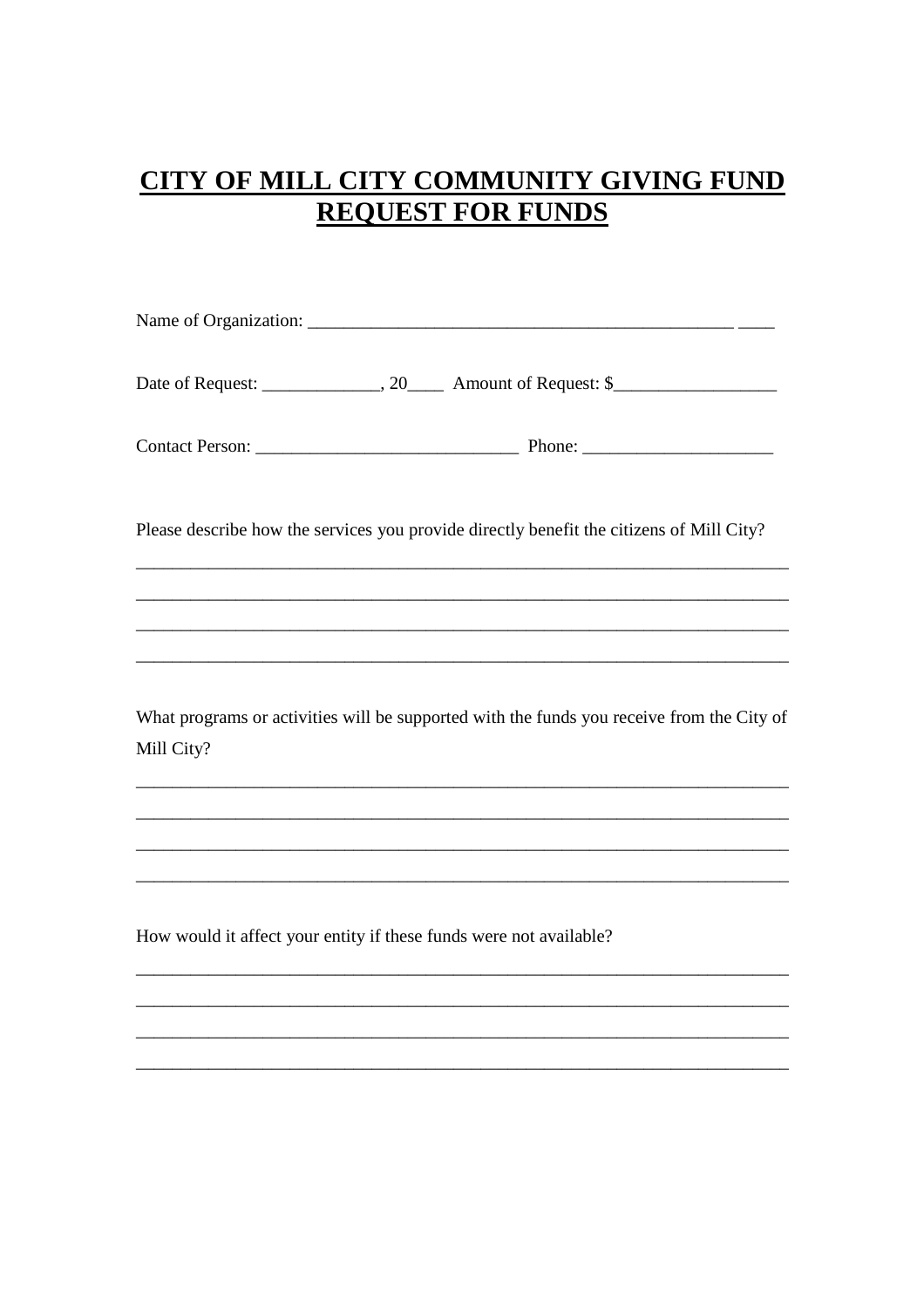# CITY OF MILL CITY COMMUNITY GIVING FUND REQUEST FOR FUNDS

Name of Organization: ________________________________________________ ____

Date of Request: _____________, 20____ Amount of Request: $__________________

Contact Person: _____________________________ Phone: _____________________

Please describe how the services you provide directly benefit the citizens of Mill City?

___________________________________________________________________________

___________________________________________________________________________

___________________________________________________________________________

___________________________________________________________________________

What programs or activities will be supported with the funds you receive from the City of Mill City?

___________________________________________________________________________

___________________________________________________________________________

___________________________________________________________________________

___________________________________________________________________________

How would it affect your entity if these funds were not available?

___________________________________________________________________________

___________________________________________________________________________

___________________________________________________________________________

___________________________________________________________________________